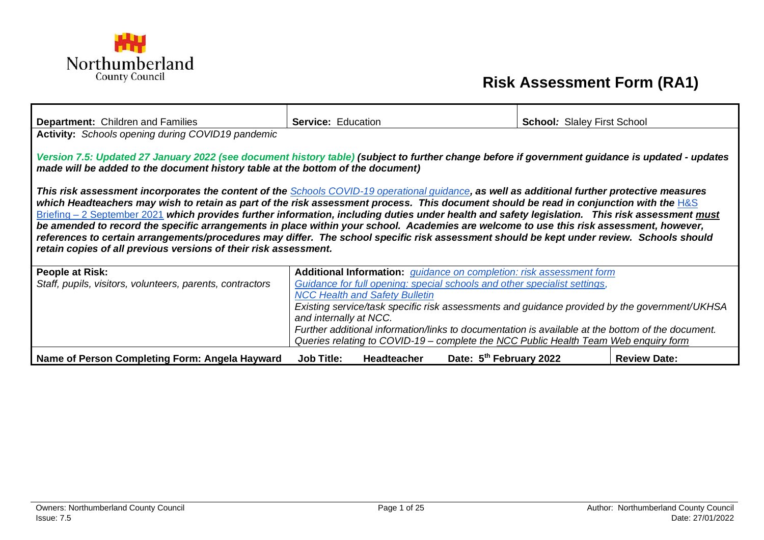Northumberland County Council

# Risk Assessment Form (RA1)

| | | |
|---|---|---|
| **Department:** Children and Families | **Service:** Education | **School***:* Slaley First School |

**Activity:** *Schools opening during COVID19 pandemic*

***Version 7.5: Updated 27 January 2022 (see document history table) (subject to further change before if government guidance is updated - updates made will be added to the document history table at the bottom of the document)***

***This risk assessment incorporates the content of the [Schools COVID-19 operational guidance](), as well as additional further protective measures which Headteachers may wish to retain as part of the risk assessment process. This document should be read in conjunction with the [H&S Briefing – 2 September 2021]() which provides further information, including duties under health and safety legislation. This risk assessment must be amended to record the specific arrangements in place within your school. Academies are welcome to use this risk assessment, however, references to certain arrangements/procedures may differ. The school specific risk assessment should be kept under review. Schools should retain copies of all previous versions of their risk assessment.***

| | |
|---|---|
| **People at Risk:**<br>Staff, pupils, visitors, volunteers, parents, contractors | **Additional Information:** *guidance on completion: risk assessment form*<br>*Guidance for full opening: special schools and other specialist settings,*<br>*NCC Health and Safety Bulletin*<br>*Existing service/task specific risk assessments and guidance provided by the government/UKHSA and internally at NCC.*<br>*Further additional information/links to documentation is available at the bottom of the document.*<br>*Queries relating to COVID-19 – NCC Public Health Team Web enquiry form* |

| | | | |
|---|---|---|---|
| **Name of Person Completing Form: Angela Hayward** | **Job Title: Headteacher** | **Date: 5th February 2022** | **Review Date:** |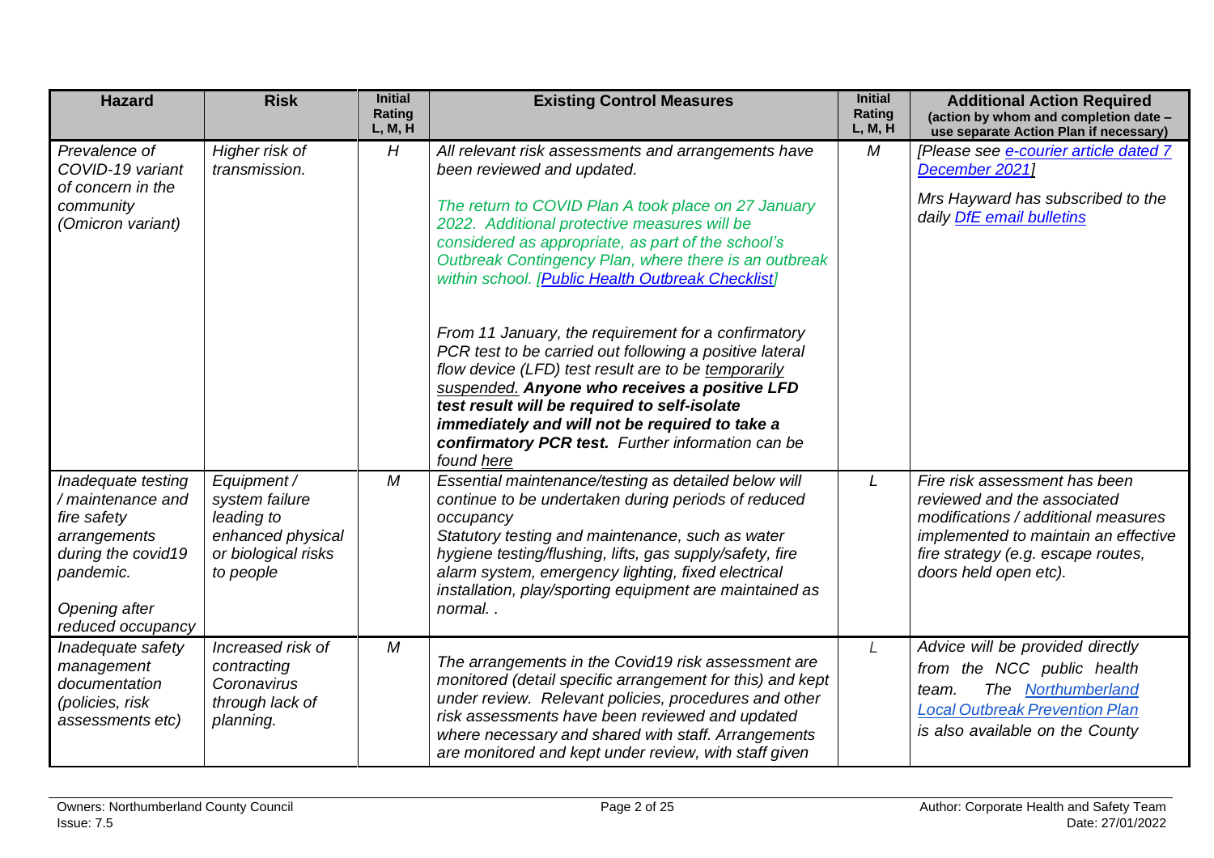| Hazard | Risk | Initial Rating L, M, H | Existing Control Measures | Initial Rating L, M, H | Additional Action Required (action by whom and completion date – use separate Action Plan if necessary) |
|---|---|---|---|---|---|
| *Prevalence of COVID-19 variant of concern in the community (Omicron variant)* | *Higher risk of transmission.* | *H* | *All relevant risk assessments and arrangements have been reviewed and updated.*<br><br>*The return to COVID Plan A took place on 27 January 2022. Additional protective measures will be considered as appropriate, as part of the school's Outbreak Contingency Plan, where there is an outbreak within school. [Public Health Outbreak Checklist]*<br><br>*From 11 January, the requirement for a confirmatory PCR test to be carried out following a positive lateral flow device (LFD) test result are to be temporarily suspended.* ***Anyone who receives a positive LFD test result will be required to self-isolate immediately and will not be required to take a confirmatory PCR test.*** *Further information can be found here* | *M* | *[Please see e-courier article dated 7 December 2021]*<br><br>*Mrs Hayward has subscribed to the daily DfE email bulletins* |
| *Inadequate testing / maintenance and fire safety arrangements during the covid19 pandemic.*<br><br>*Opening after reduced occupancy* | *Equipment / system failure leading to enhanced physical or biological risks to people* | *M* | *Essential maintenance/testing as detailed below will continue to be undertaken during periods of reduced occupancy*<br>*Statutory testing and maintenance, such as water hygiene testing/flushing, lifts, gas supply/safety, fire alarm system, emergency lighting, fixed electrical installation, play/sporting equipment are maintained as normal. .* | *L* | *Fire risk assessment has been reviewed and the associated modifications / additional measures implemented to maintain an effective fire strategy (e.g. escape routes, doors held open etc).* |
| *Inadequate safety management documentation (policies, risk assessments etc)* | *Increased risk of contracting Coronavirus through lack of planning.* | *M* | *The arrangements in the Covid19 risk assessment are monitored (detail specific arrangement for this) and kept under review. Relevant policies, procedures and other risk assessments have been reviewed and updated where necessary and shared with staff. Arrangements are monitored and kept under review, with staff given* | *L* | *Advice will be provided directly from the NCC public health team. The Northumberland Local Outbreak Prevention Plan is also available on the County* |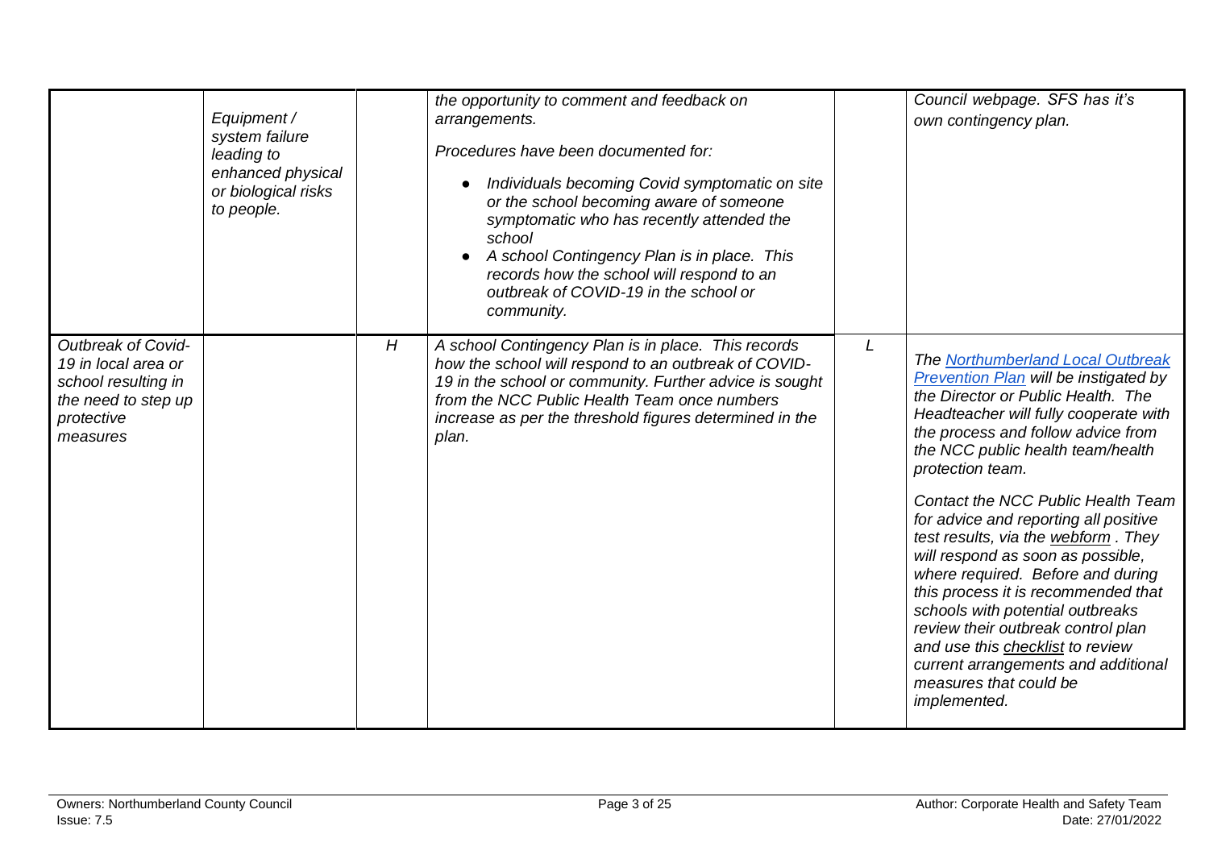| | | | | | |
|---|---|---|---|---|---|
| | *Equipment / system failure leading to enhanced physical or biological risks to people.* | | *the opportunity to comment and feedback on arrangements.*<br><br>*Procedures have been documented for:*<br><br>• *Individuals becoming Covid symptomatic on site or the school becoming aware of someone symptomatic who has recently attended the school*<br>• *A school Contingency Plan is in place. This records how the school will respond to an outbreak of COVID-19 in the school or community.* | | *Council webpage. SFS has it's own contingency plan.* |
| *Outbreak of Covid-19 in local area or school resulting in the need to step up protective measures* | | *H* | *A school Contingency Plan is in place. This records how the school will respond to an outbreak of COVID-19 in the school or community. Further advice is sought from the NCC Public Health Team once numbers increase as per the threshold figures determined in the plan.* | *L* | *The Northumberland Local Outbreak Prevention Plan will be instigated by the Director or Public Health. The Headteacher will fully cooperate with the process and follow advice from the NCC public health team/health protection team.*<br><br>*Contact the NCC Public Health Team for advice and reporting all positive test results, via the webform . They will respond as soon as possible, where required. Before and during this process it is recommended that schools with potential outbreaks review their outbreak control plan and use this checklist to review current arrangements and additional measures that could be implemented.* |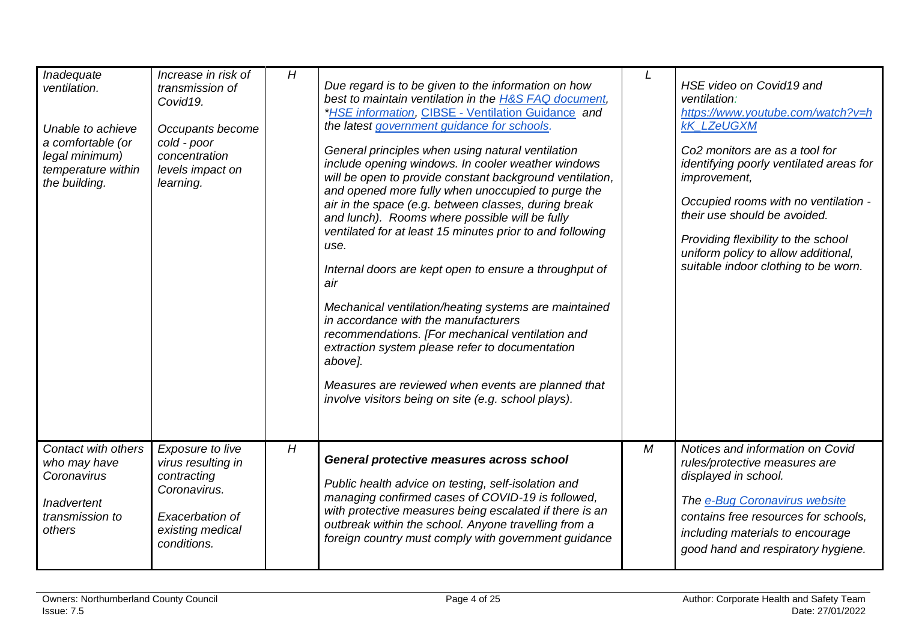| | | | | | |
|---|---|---|---|---|---|
| *Inadequate ventilation.*<br><br>*Unable to achieve a comfortable (or legal minimum) temperature within the building.* | *Increase in risk of transmission of Covid19.*<br><br>*Occupants become cold - poor concentration levels impact on learning.* | *H* | *Due regard is to be given to the information on how best to maintain ventilation in the H&S FAQ document, *HSE information, CIBSE - Ventilation Guidance and the latest government guidance for schools.*<br><br>*General principles when using natural ventilation include opening windows. In cooler weather windows will be open to provide constant background ventilation, and opened more fully when unoccupied to purge the air in the space (e.g. between classes, during break and lunch). Rooms where possible will be fully ventilated for at least 15 minutes prior to and following use.*<br><br>*Internal doors are kept open to ensure a throughput of air*<br><br>*Mechanical ventilation/heating systems are maintained in accordance with the manufacturers recommendations. [For mechanical ventilation and extraction system please refer to documentation above].*<br><br>*Measures are reviewed when events are planned that involve visitors being on site (e.g. school plays).* | *L* | *HSE video on Covid19 and ventilation: https://www.youtube.com/watch?v=hkK_LZeUGXM*<br><br>*Co2 monitors are as a tool for identifying poorly ventilated areas for improvement,*<br><br>*Occupied rooms with no ventilation - their use should be avoided.*<br><br>*Providing flexibility to the school uniform policy to allow additional, suitable indoor clothing to be worn.* |
| *Contact with others who may have Coronavirus*<br><br>*Inadvertent transmission to others* | *Exposure to live virus resulting in contracting Coronavirus.*<br><br>*Exacerbation of existing medical conditions.* | *H* | ***General protective measures across school***<br><br>*Public health advice on testing, self-isolation and managing confirmed cases of COVID-19 is followed, with protective measures being escalated if there is an outbreak within the school. Anyone travelling from a foreign country must comply with government guidance* | *M* | *Notices and information on Covid rules/protective measures are displayed in school.*<br><br>*The e-Bug Coronavirus website contains free resources for schools, including materials to encourage good hand and respiratory hygiene.* |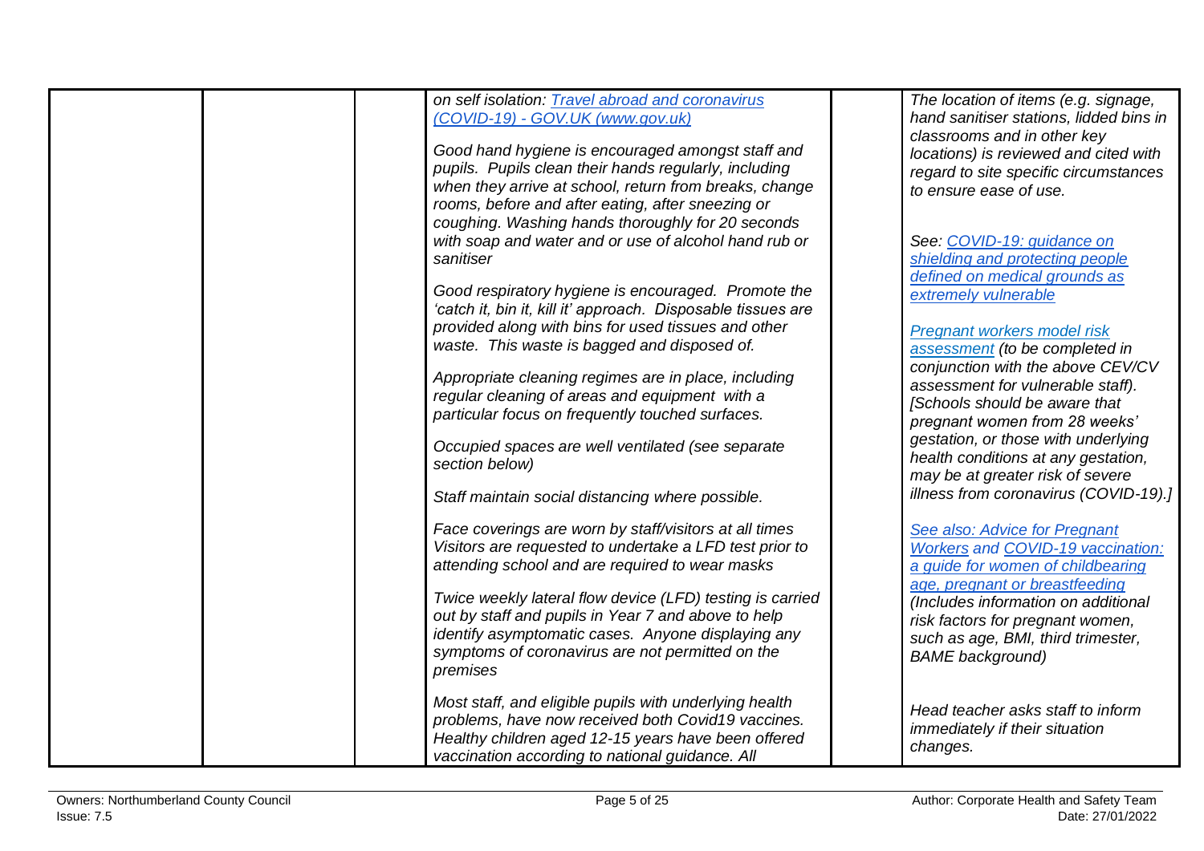| | | | | | |
|---|---|---|---|---|---|
| | | | *on self isolation: [Travel abroad and coronavirus (COVID-19) - GOV.UK (www.gov.uk)](https://www.gov.uk)*<br><br>*Good hand hygiene is encouraged amongst staff and pupils. Pupils clean their hands regularly, including when they arrive at school, return from breaks, change rooms, before and after eating, after sneezing or coughing. Washing hands thoroughly for 20 seconds with soap and water and or use of alcohol hand rub or sanitiser*<br><br>*Good respiratory hygiene is encouraged. Promote the 'catch it, bin it, kill it' approach. Disposable tissues are provided along with bins for used tissues and other waste. This waste is bagged and disposed of.*<br><br>*Appropriate cleaning regimes are in place, including regular cleaning of areas and equipment with a particular focus on frequently touched surfaces.*<br><br>*Occupied spaces are well ventilated (see separate section below)*<br><br>*Staff maintain social distancing where possible.*<br><br>*Face coverings are worn by staff/visitors at all times Visitors are requested to undertake a LFD test prior to attending school and are required to wear masks*<br><br>*Twice weekly lateral flow device (LFD) testing is carried out by staff and pupils in Year 7 and above to help identify asymptomatic cases. Anyone displaying any symptoms of coronavirus are not permitted on the premises*<br><br>*Most staff, and eligible pupils with underlying health problems, have now received both Covid19 vaccines. Healthy children aged 12-15 years have been offered vaccination according to national guidance. All* | | *The location of items (e.g. signage, hand sanitiser stations, lidded bins in classrooms and in other key locations) is reviewed and cited with regard to site specific circumstances to ensure ease of use.*<br><br>*See: [COVID-19: guidance on shielding and protecting people defined on medical grounds as extremely vulnerable]()*<br><br>*[Pregnant workers model risk assessment]() (to be completed in conjunction with the above CEV/CV assessment for vulnerable staff). [Schools should be aware that pregnant women from 28 weeks' gestation, or those with underlying health conditions at any gestation, may be at greater risk of severe illness from coronavirus (COVID-19).]*<br><br>*[See also: Advice for Pregnant Workers]() and [COVID-19 vaccination: a guide for women of childbearing age, pregnant or breastfeeding]() (Includes information on additional risk factors for pregnant women, such as age, BMI, third trimester, BAME background)*<br><br>*Head teacher asks staff to inform immediately if their situation changes.* |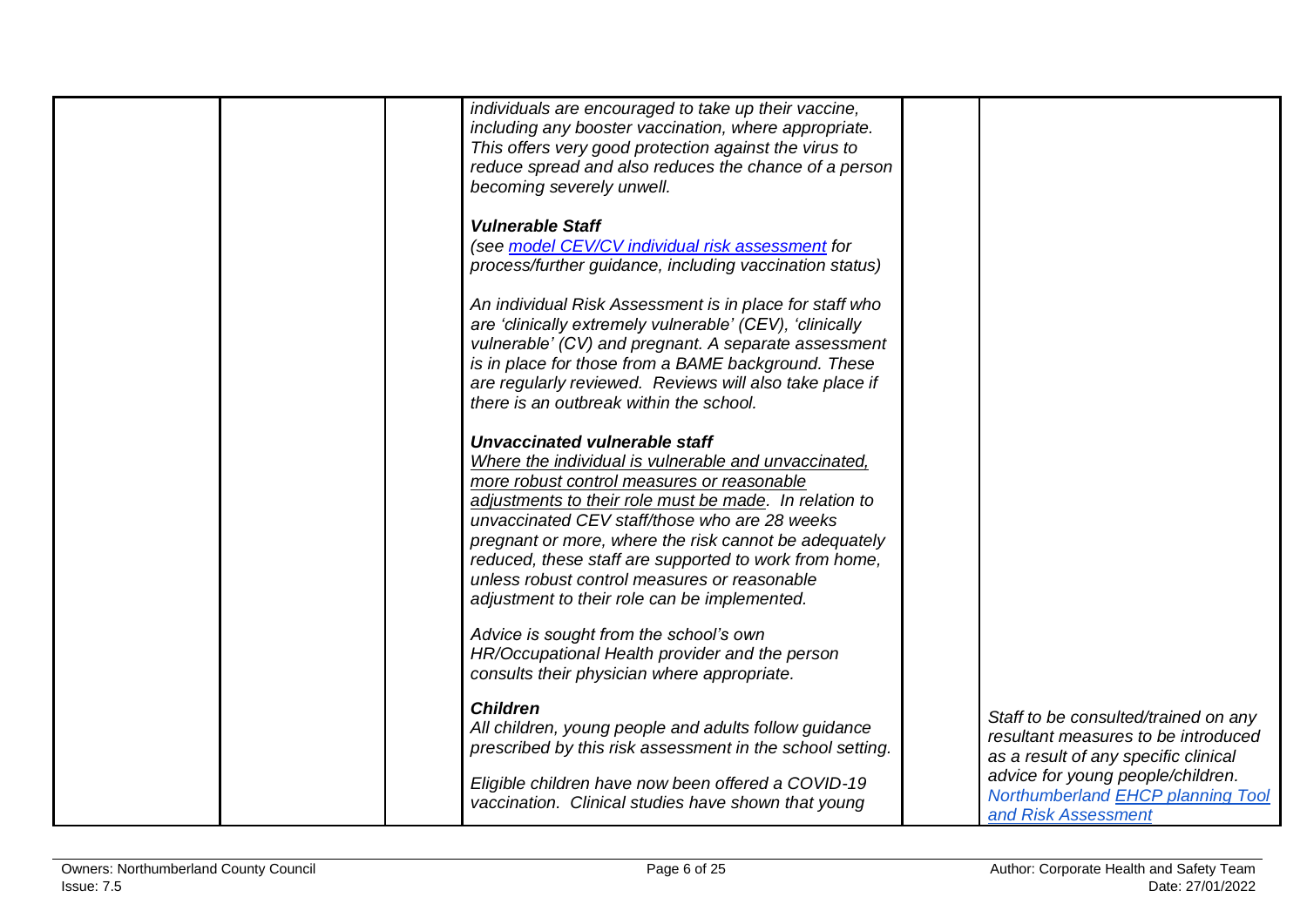| | | | | | |
|---|---|---|---|---|---|
| | | | *individuals are encouraged to take up their vaccine, including any booster vaccination, where appropriate. This offers very good protection against the virus to reduce spread and also reduces the chance of a person becoming severely unwell.*<br><br>***Vulnerable Staff***<br>*(see [model CEV/CV individual risk assessment]() for process/further guidance, including vaccination status)*<br><br>*An individual Risk Assessment is in place for staff who are 'clinically extremely vulnerable' (CEV), 'clinically vulnerable' (CV) and pregnant. A separate assessment is in place for those from a BAME background. These are regularly reviewed. Reviews will also take place if there is an outbreak within the school.*<br><br>***Unvaccinated vulnerable staff***<br>*<u>Where the individual is vulnerable and unvaccinated, more robust control measures or reasonable adjustments to their role must be made</u>. In relation to unvaccinated CEV staff/those who are 28 weeks pregnant or more, where the risk cannot be adequately reduced, these staff are supported to work from home, unless robust control measures or reasonable adjustment to their role can be implemented.*<br><br>*Advice is sought from the school's own HR/Occupational Health provider and the person consults their physician where appropriate.*<br><br>***Children***<br>*All children, young people and adults follow guidance prescribed by this risk assessment in the school setting.*<br><br>*Eligible children have now been offered a COVID-19 vaccination. Clinical studies have shown that young* | | *Staff to be consulted/trained on any resultant measures to be introduced as a result of any specific clinical advice for young people/children.*<br>*Northumberland [EHCP planning Tool and Risk Assessment]()* |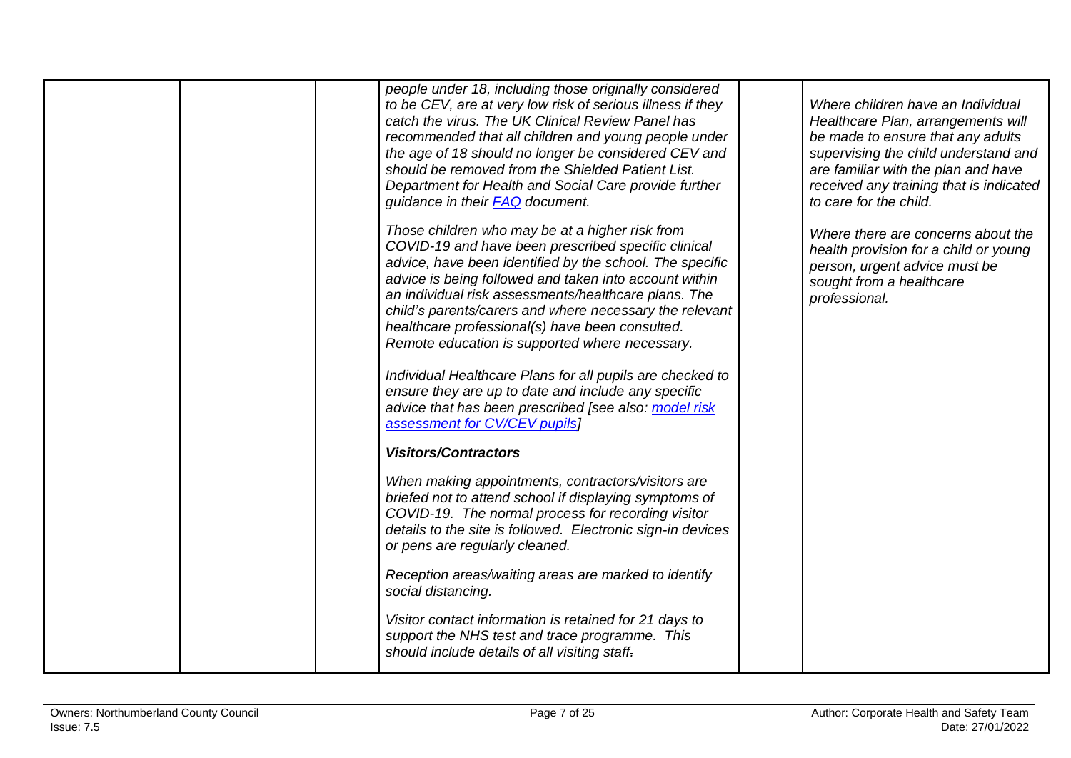| | | | | | |
|---|---|---|---|---|---|
| | | | *people under 18, including those originally considered to be CEV, are at very low risk of serious illness if they catch the virus. The UK Clinical Review Panel has recommended that all children and young people under the age of 18 should no longer be considered CEV and should be removed from the Shielded Patient List. Department for Health and Social Care provide further guidance in their [FAQ](#) document.*<br><br>*Those children who may be at a higher risk from COVID-19 and have been prescribed specific clinical advice, have been identified by the school. The specific advice is being followed and taken into account within an individual risk assessments/healthcare plans. The child's parents/carers and where necessary the relevant healthcare professional(s) have been consulted. Remote education is supported where necessary.*<br><br>*Individual Healthcare Plans for all pupils are checked to ensure they are up to date and include any specific advice that has been prescribed [see also: [model risk assessment for CV/CEV pupils](#)]*<br><br>***Visitors/Contractors***<br><br>*When making appointments, contractors/visitors are briefed not to attend school if displaying symptoms of COVID-19. The normal process for recording visitor details to the site is followed. Electronic sign-in devices or pens are regularly cleaned.*<br><br>*Reception areas/waiting areas are marked to identify social distancing.*<br><br>*Visitor contact information is retained for 21 days to support the NHS test and trace programme. This should include details of all visiting staff.* | | *Where children have an Individual Healthcare Plan, arrangements will be made to ensure that any adults supervising the child understand and are familiar with the plan and have received any training that is indicated to care for the child.*<br><br>*Where there are concerns about the health provision for a child or young person, urgent advice must be sought from a healthcare professional.* |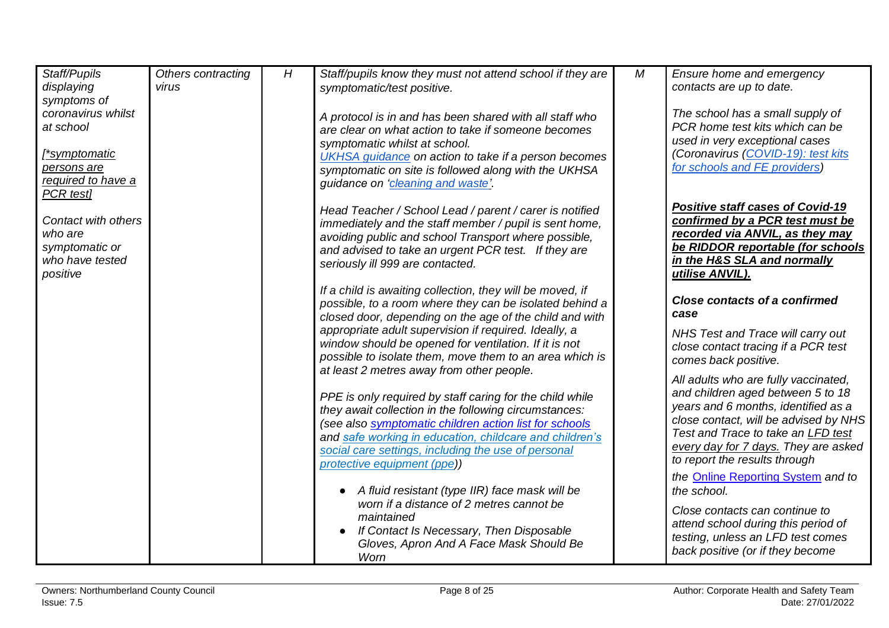| | | | | | |
|---|---|---|---|---|---|
| *Staff/Pupils displaying symptoms of coronavirus whilst at school*<br><br>*[\*symptomatic persons are required to have a PCR test]*<br><br>*Contact with others who are symptomatic or who have tested positive* | *Others contracting virus* | *H* | *Staff/pupils know they must not attend school if they are symptomatic/test positive.*<br><br>*A protocol is in and has been shared with all staff who are clear on what action to take if someone becomes symptomatic whilst at school.*<br>*UKHSA guidance on action to take if a person becomes symptomatic on site is followed along with the UKHSA guidance on 'cleaning and waste'.*<br><br>*Head Teacher / School Lead / parent / carer is notified immediately and the staff member / pupil is sent home, avoiding public and school Transport where possible, and advised to take an urgent PCR test. If they are seriously ill 999 are contacted.*<br><br>*If a child is awaiting collection, they will be moved, if possible, to a room where they can be isolated behind a closed door, depending on the age of the child and with appropriate adult supervision if required. Ideally, a window should be opened for ventilation. If it is not possible to isolate them, move them to an area which is at least 2 metres away from other people.*<br><br>*PPE is only required by staff caring for the child while they await collection in the following circumstances: (see also symptomatic children action list for schools and safe working in education, childcare and children's social care settings, including the use of personal protective equipment (ppe))*<br><br>• *A fluid resistant (type IIR) face mask will be worn if a distance of 2 metres cannot be maintained*<br>• *If Contact Is Necessary, Then Disposable Gloves, Apron And A Face Mask Should Be Worn* | *M* | *Ensure home and emergency contacts are up to date.*<br><br>*The school has a small supply of PCR home test kits which can be used in very exceptional cases (Coronavirus (COVID-19): test kits for schools and FE providers)*<br><br>***Positive staff cases of Covid-19 confirmed by a PCR test must be recorded via ANVIL, as they may be RIDDOR reportable (for schools in the H&S SLA and normally utilise ANVIL).***<br><br>***Close contacts of a confirmed case***<br><br>*NHS Test and Trace will carry out close contact tracing if a PCR test comes back positive.*<br><br>*All adults who are fully vaccinated, and children aged between 5 to 18 years and 6 months, identified as a close contact, will be advised by NHS Test and Trace to take an LFD test every day for 7 days. They are asked to report the results through the Online Reporting System and to the school.*<br><br>*Close contacts can continue to attend school during this period of testing, unless an LFD test comes back positive (or if they become* |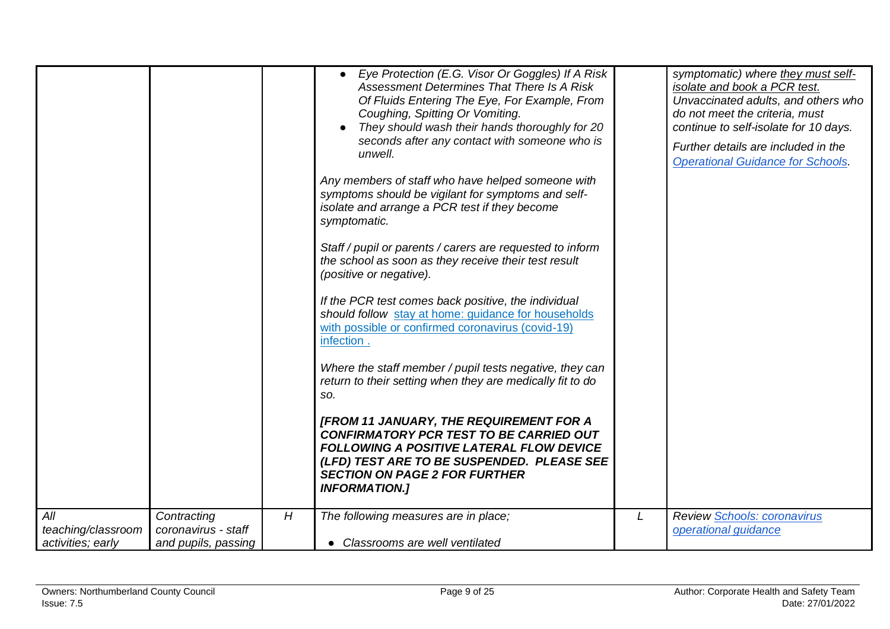| | | | | | |
|---|---|---|---|---|---|
| | | | • *Eye Protection (E.G. Visor Or Goggles) If A Risk Assessment Determines That There Is A Risk Of Fluids Entering The Eye, For Example, From Coughing, Spitting Or Vomiting.*<br>• *They should wash their hands thoroughly for 20 seconds after any contact with someone who is unwell.*<br><br>*Any members of staff who have helped someone with symptoms should be vigilant for symptoms and self-isolate and arrange a PCR test if they become symptomatic.*<br><br>*Staff / pupil or parents / carers are requested to inform the school as soon as they receive their test result (positive or negative).*<br><br>*If the PCR test comes back positive, the individual should follow* [stay at home: guidance for households with possible or confirmed coronavirus (covid-19) infection .]()<br><br>*Where the staff member / pupil tests negative, they can return to their setting when they are medically fit to do so.*<br><br>***[FROM 11 JANUARY, THE REQUIREMENT FOR A CONFIRMATORY PCR TEST TO BE CARRIED OUT FOLLOWING A POSITIVE LATERAL FLOW DEVICE (LFD) TEST ARE TO BE SUSPENDED. PLEASE SEE SECTION ON PAGE 2 FOR FURTHER INFORMATION.]*** | | *symptomatic) where they must self-isolate and book a PCR test. Unvaccinated adults, and others who do not meet the criteria, must continue to self-isolate for 10 days.*<br><br>*Further details are included in the* [Operational Guidance for Schools]()*.* |
| *All teaching/classroom activities; early* | *Contracting coronavirus - staff and pupils, passing* | *H* | *The following measures are in place;*<br><br>• *Classrooms are well ventilated* | *L* | *Review* [Schools: coronavirus operational guidance]() |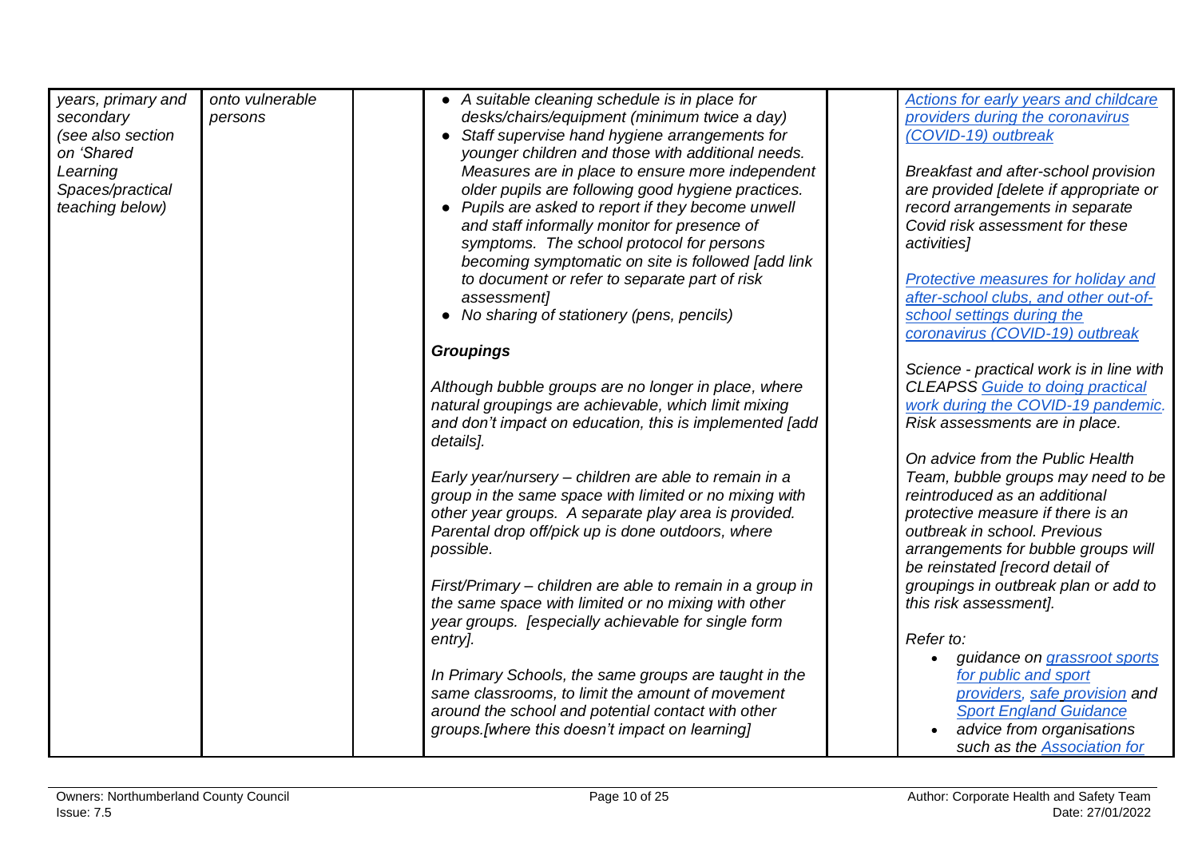| | | | | | |
|---|---|---|---|---|---|
| *years, primary and secondary (see also section on 'Shared Learning Spaces/practical teaching below)* | *onto vulnerable persons* | | • *A suitable cleaning schedule is in place for desks/chairs/equipment (minimum twice a day)*<br>• *Staff supervise hand hygiene arrangements for younger children and those with additional needs. Measures are in place to ensure more independent older pupils are following good hygiene practices.*<br>• *Pupils are asked to report if they become unwell and staff informally monitor for presence of symptoms. The school protocol for persons becoming symptomatic on site is followed [add link to document or refer to separate part of risk assessment]*<br>• *No sharing of stationery (pens, pencils)*<br><br>***Groupings***<br><br>*Although bubble groups are no longer in place, where natural groupings are achievable, which limit mixing and don't impact on education, this is implemented [add details].*<br><br>*Early year/nursery – children are able to remain in a group in the same space with limited or no mixing with other year groups. A separate play area is provided. Parental drop off/pick up is done outdoors, where possible.*<br><br>*First/Primary – children are able to remain in a group in the same space with limited or no mixing with other year groups. [especially achievable for single form entry].*<br><br>*In Primary Schools, the same groups are taught in the same classrooms, to limit the amount of movement around the school and potential contact with other groups.[where this doesn't impact on learning]* | | *Actions for early years and childcare providers during the coronavirus (COVID-19) outbreak*<br><br>*Breakfast and after-school provision are provided [delete if appropriate or record arrangements in separate Covid risk assessment for these activities]*<br><br>*Protective measures for holiday and after-school clubs, and other out-of-school settings during the coronavirus (COVID-19) outbreak*<br><br>*Science - practical work is in line with CLEAPSS Guide to doing practical work during the COVID-19 pandemic. Risk assessments are in place.*<br><br>*On advice from the Public Health Team, bubble groups may need to be reintroduced as an additional protective measure if there is an outbreak in school. Previous arrangements for bubble groups will be reinstated [record detail of groupings in outbreak plan or add to this risk assessment].*<br><br>*Refer to:*<br>• *guidance on grassroot sports for public and sport providers, safe provision and Sport England Guidance*<br>• *advice from organisations such as the Association for* |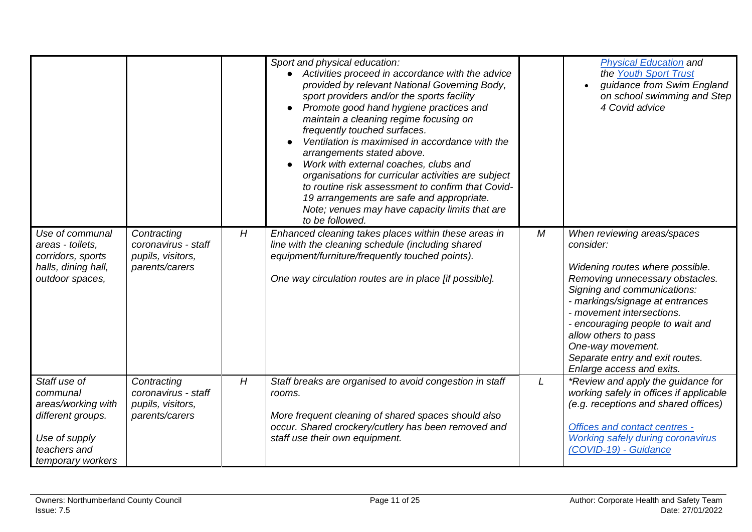| | | | | | |
|---|---|---|---|---|---|
| | | | *Sport and physical education:*<br>• *Activities proceed in accordance with the advice provided by relevant National Governing Body, sport providers and/or the sports facility*<br>• *Promote good hand hygiene practices and maintain a cleaning regime focusing on frequently touched surfaces.*<br>• *Ventilation is maximised in accordance with the arrangements stated above.*<br>• *Work with external coaches, clubs and organisations for curricular activities are subject to routine risk assessment to confirm that Covid-19 arrangements are safe and appropriate. Note; venues may have capacity limits that are to be followed.* | | *Physical Education and the Youth Sport Trust*<br>• *guidance from Swim England on school swimming and Step 4 Covid advice* |
| *Use of communal areas - toilets, corridors, sports halls, dining hall, outdoor spaces,* | *Contracting coronavirus - staff pupils, visitors, parents/carers* | *H* | *Enhanced cleaning takes places within these areas in line with the cleaning schedule (including shared equipment/furniture/frequently touched points).*<br><br>*One way circulation routes are in place [if possible].* | *M* | *When reviewing areas/spaces consider:*<br><br>*Widening routes where possible.*<br>*Removing unnecessary obstacles.*<br>*Signing and communications:*<br>*- markings/signage at entrances*<br>*- movement intersections.*<br>*- encouraging people to wait and allow others to pass*<br>*One-way movement.*<br>*Separate entry and exit routes.*<br>*Enlarge access and exits.* |
| *Staff use of communal areas/working with different groups.*<br><br>*Use of supply teachers and temporary workers* | *Contracting coronavirus - staff pupils, visitors, parents/carers* | *H* | *Staff breaks are organised to avoid congestion in staff rooms.*<br><br>*More frequent cleaning of shared spaces should also occur. Shared crockery/cutlery has been removed and staff use their own equipment.* | *L* | *\*Review and apply the guidance for working safely in offices if applicable (e.g. receptions and shared offices)*<br><br>*Offices and contact centres - Working safely during coronavirus (COVID-19) - Guidance* |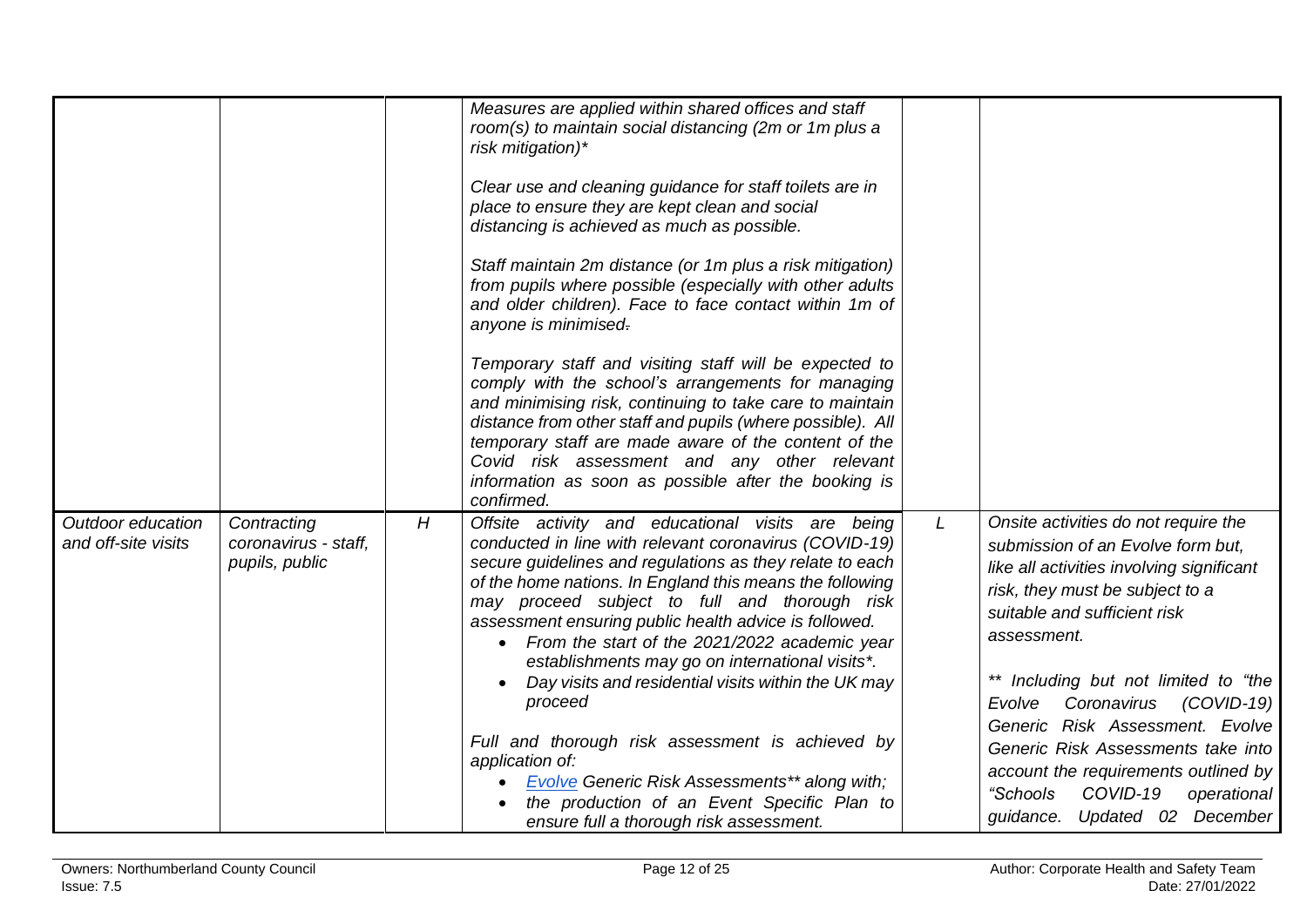| | | | | | |
|---|---|---|---|---|---|
| | | | *Measures are applied within shared offices and staff room(s) to maintain social distancing (2m or 1m plus a risk mitigation)** <br><br> *Clear use and cleaning guidance for staff toilets are in place to ensure they are kept clean and social distancing is achieved as much as possible.* <br><br> *Staff maintain 2m distance (or 1m plus a risk mitigation) from pupils where possible (especially with other adults and older children). Face to face contact within 1m of anyone is minimised.* <br><br> *Temporary staff and visiting staff will be expected to comply with the school's arrangements for managing and minimising risk, continuing to take care to maintain distance from other staff and pupils (where possible). All temporary staff are made aware of the content of the Covid risk assessment and any other relevant information as soon as possible after the booking is confirmed.* | | |
| *Outdoor education and off-site visits* | *Contracting coronavirus - staff, pupils, public* | *H* | *Offsite activity and educational visits are being conducted in line with relevant coronavirus (COVID-19) secure guidelines and regulations as they relate to each of the home nations. In England this means the following may proceed subject to full and thorough risk assessment ensuring public health advice is followed.* <br>• *From the start of the 2021/2022 academic year establishments may go on international visits*.* <br>• *Day visits and residential visits within the UK may proceed* <br><br> *Full and thorough risk assessment is achieved by application of:* <br>• *Evolve Generic Risk Assessments** along with;* <br>• *the production of an Event Specific Plan to ensure full a thorough risk assessment.* | *L* | *Onsite activities do not require the submission of an Evolve form but, like all activities involving significant risk, they must be subject to a suitable and sufficient risk assessment.* <br><br> *** Including but not limited to "the Evolve Coronavirus (COVID-19) Generic Risk Assessment. Evolve Generic Risk Assessments take into account the requirements outlined by "Schools COVID-19 operational guidance. Updated 02 December* |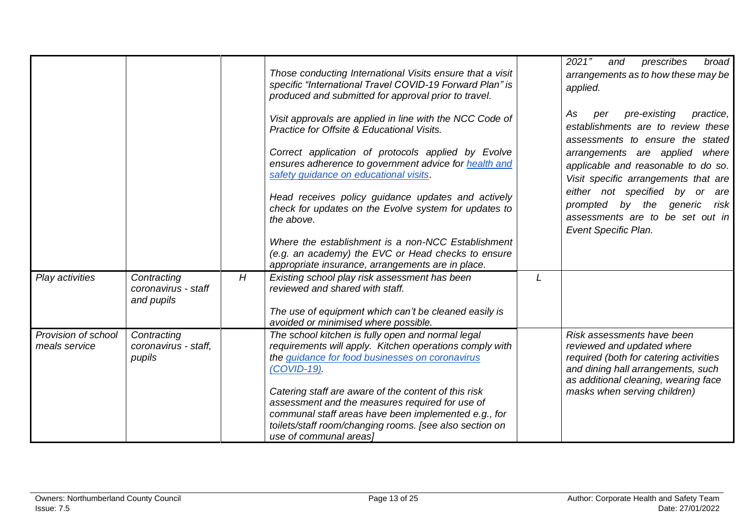| | | | | | |
|---|---|---|---|---|---|
| | | | *Those conducting International Visits ensure that a visit specific "International Travel COVID-19 Forward Plan" is produced and submitted for approval prior to travel.*<br><br>*Visit approvals are applied in line with the NCC Code of Practice for Offsite & Educational Visits.*<br><br>*Correct application of protocols applied by Evolve ensures adherence to government advice for [health and safety guidance on educational visits](#).*<br><br>*Head receives policy guidance updates and actively check for updates on the Evolve system for updates to the above.*<br><br>*Where the establishment is a non-NCC Establishment (e.g. an academy) the EVC or Head checks to ensure appropriate insurance, arrangements are in place.* | | *2021" and prescribes broad arrangements as to how these may be applied.*<br><br>*As per pre-existing practice, establishments are to review these assessments to ensure the stated arrangements are applied where applicable and reasonable to do so. Visit specific arrangements that are either not specified by or are prompted by the generic risk assessments are to be set out in Event Specific Plan.* |
| *Play activities* | *Contracting coronavirus - staff and pupils* | *H* | *Existing school play risk assessment has been reviewed and shared with staff.*<br><br>*The use of equipment which can't be cleaned easily is avoided or minimised where possible.* | *L* | |
| *Provision of school meals service* | *Contracting coronavirus - staff, pupils* | | *The school kitchen is fully open and normal legal requirements will apply. Kitchen operations comply with the [guidance for food businesses on coronavirus (COVID-19)](#).*<br><br>*Catering staff are aware of the content of this risk assessment and the measures required for use of communal staff areas have been implemented e.g., for toilets/staff room/changing rooms. [see also section on use of communal areas]* | | *Risk assessments have been reviewed and updated where required (both for catering activities and dining hall arrangements, such as additional cleaning, wearing face masks when serving children)* |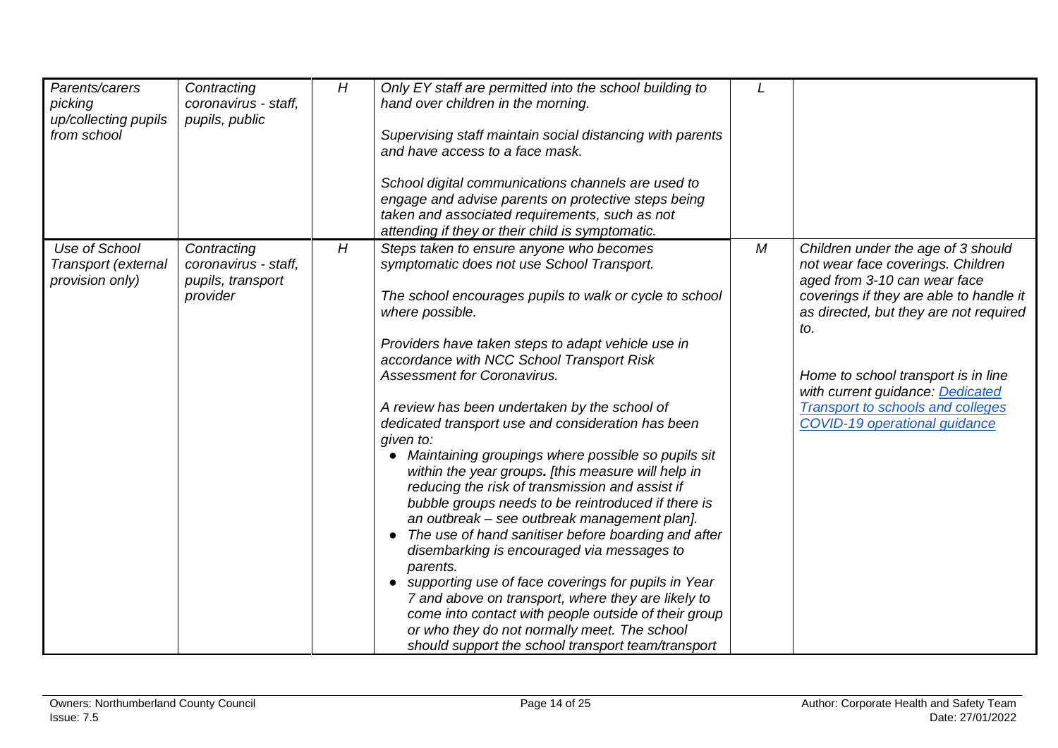| | | | | | |
|---|---|---|---|---|---|
| *Parents/carers picking up/collecting pupils from school* | *Contracting coronavirus - staff, pupils, public* | *H* | *Only EY staff are permitted into the school building to hand over children in the morning.*<br><br>*Supervising staff maintain social distancing with parents and have access to a face mask.*<br><br>*School digital communications channels are used to engage and advise parents on protective steps being taken and associated requirements, such as not attending if they or their child is symptomatic.* | *L* | |
| *Use of School Transport (external provision only)* | *Contracting coronavirus - staff, pupils, transport provider* | *H* | *Steps taken to ensure anyone who becomes symptomatic does not use School Transport.*<br><br>*The school encourages pupils to walk or cycle to school where possible.*<br><br>*Providers have taken steps to adapt vehicle use in accordance with NCC School Transport Risk Assessment for Coronavirus.*<br><br>*A review has been undertaken by the school of dedicated transport use and consideration has been given to:*<br>• *Maintaining groupings where possible so pupils sit within the year groups.* ***[****this measure will help in reducing the risk of transmission and assist if bubble groups needs to be reintroduced if there is an outbreak – see outbreak management plan].*<br>• *The use of hand sanitiser before boarding and after disembarking is encouraged via messages to parents.*<br>• *supporting use of face coverings for pupils in Year 7 and above on transport, where they are likely to come into contact with people outside of their group or who they do not normally meet. The school should support the school transport team/transport* | *M* | *Children under the age of 3 should not wear face coverings. Children aged from 3-10 can wear face coverings if they are able to handle it as directed, but they are not required to.*<br><br>*Home to school transport is in line with current guidance: Dedicated Transport to schools and colleges COVID-19 operational guidance* |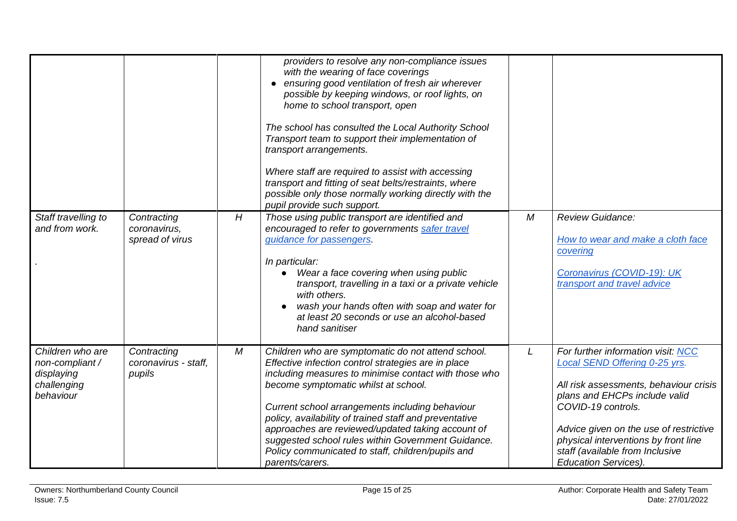| | | | | | |
|---|---|---|---|---|---|
| | | | *providers to resolve any non-compliance issues with the wearing of face coverings*<br>● *ensuring good ventilation of fresh air wherever possible by keeping windows, or roof lights, on home to school transport, open*<br><br>*The school has consulted the Local Authority School Transport team to support their implementation of transport arrangements.*<br><br>*Where staff are required to assist with accessing transport and fitting of seat belts/restraints, where possible only those normally working directly with the pupil provide such support.* | | |
| *Staff travelling to and from work.*<br><br>. | *Contracting coronavirus, spread of virus* | *H* | *Those using public transport are identified and encouraged to refer to governments [safer travel guidance for passengers](#).*<br><br>*In particular:*<br>● *Wear a face covering when using public transport, travelling in a taxi or a private vehicle with others.*<br>● *wash your hands often with soap and water for at least 20 seconds or use an alcohol-based hand sanitiser* | *M* | *Review Guidance:*<br><br>*[How to wear and make a cloth face covering](#)*<br><br>*[Coronavirus (COVID-19): UK transport and travel advice](#)* |
| *Children who are non-compliant / displaying challenging behaviour* | *Contracting coronavirus - staff, pupils* | *M* | *Children who are symptomatic do not attend school. Effective infection control strategies are in place including measures to minimise contact with those who become symptomatic whilst at school.*<br><br>*Current school arrangements including behaviour policy, availability of trained staff and preventative approaches are reviewed/updated taking account of suggested school rules within Government Guidance. Policy communicated to staff, children/pupils and parents/carers.* | *L* | *For further information visit: [NCC Local SEND Offering 0-25 yrs.](#)*<br><br>*All risk assessments, behaviour crisis plans and EHCPs include valid COVID-19 controls.*<br><br>*Advice given on the use of restrictive physical interventions by front line staff (available from Inclusive Education Services).* |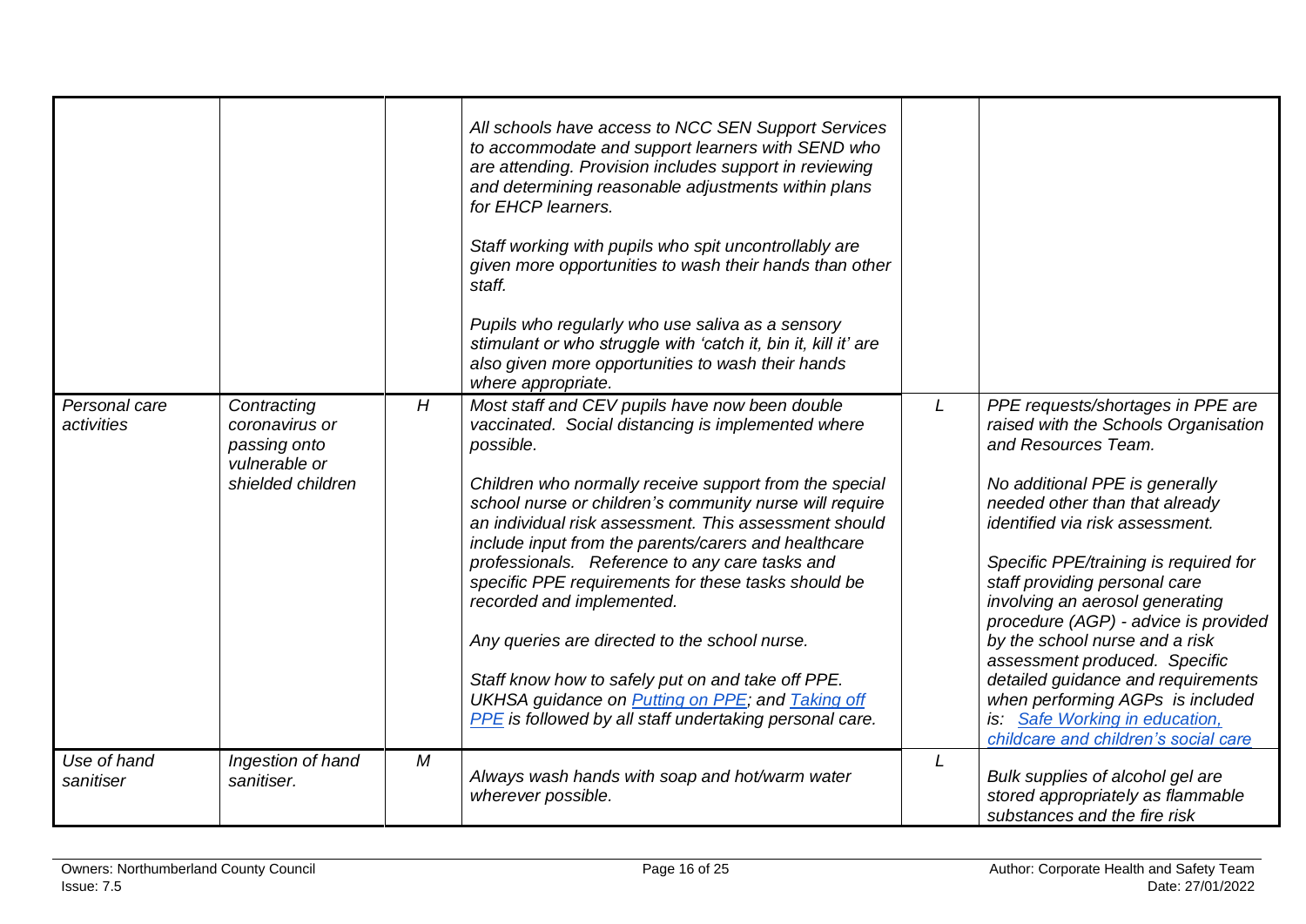| | | | | | |
|---|---|---|---|---|---|
| | | | *All schools have access to NCC SEN Support Services to accommodate and support learners with SEND who are attending. Provision includes support in reviewing and determining reasonable adjustments within plans for EHCP learners.*<br><br>*Staff working with pupils who spit uncontrollably are given more opportunities to wash their hands than other staff.*<br><br>*Pupils who regularly who use saliva as a sensory stimulant or who struggle with 'catch it, bin it, kill it' are also given more opportunities to wash their hands where appropriate.* | | |
| *Personal care activities* | *Contracting coronavirus or passing onto vulnerable or shielded children* | *H* | *Most staff and CEV pupils have now been double vaccinated. Social distancing is implemented where possible.*<br><br>*Children who normally receive support from the special school nurse or children's community nurse will require an individual risk assessment. This assessment should include input from the parents/carers and healthcare professionals. Reference to any care tasks and specific PPE requirements for these tasks should be recorded and implemented.*<br><br>*Any queries are directed to the school nurse.*<br><br>*Staff know how to safely put on and take off PPE. UKHSA guidance on [Putting on PPE](); and [Taking off PPE]() is followed by all staff undertaking personal care.* | *L* | *PPE requests/shortages in PPE are raised with the Schools Organisation and Resources Team.*<br><br>*No additional PPE is generally needed other than that already identified via risk assessment.*<br><br>*Specific PPE/training is required for staff providing personal care involving an aerosol generating procedure (AGP) - advice is provided by the school nurse and a risk assessment produced. Specific detailed guidance and requirements when performing AGPs is included is: [Safe Working in education, childcare and children's social care]()* |
| *Use of hand sanitiser* | *Ingestion of hand sanitiser.* | *M* | *Always wash hands with soap and hot/warm water wherever possible.* | *L* | *Bulk supplies of alcohol gel are stored appropriately as flammable substances and the fire risk* |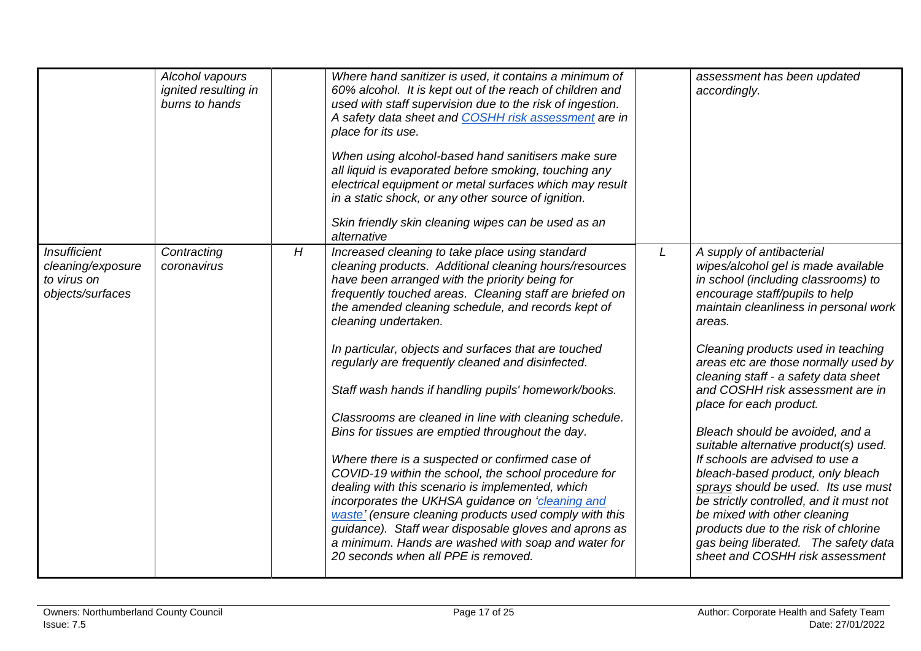| | | | | | |
|---|---|---|---|---|---|
| | *Alcohol vapours ignited resulting in burns to hands* | | *Where hand sanitizer is used, it contains a minimum of 60% alcohol. It is kept out of the reach of children and used with staff supervision due to the risk of ingestion. A safety data sheet and [COSHH risk assessment]() are in place for its use.*<br><br>*When using alcohol-based hand sanitisers make sure all liquid is evaporated before smoking, touching any electrical equipment or metal surfaces which may result in a static shock, or any other source of ignition.*<br><br>*Skin friendly skin cleaning wipes can be used as an alternative* | | *assessment has been updated accordingly.* |
| *Insufficient cleaning/exposure to virus on objects/surfaces* | *Contracting coronavirus* | *H* | *Increased cleaning to take place using standard cleaning products. Additional cleaning hours/resources have been arranged with the priority being for frequently touched areas. Cleaning staff are briefed on the amended cleaning schedule, and records kept of cleaning undertaken.*<br><br>*In particular, objects and surfaces that are touched regularly are frequently cleaned and disinfected.*<br><br>*Staff wash hands if handling pupils' homework/books.*<br><br>*Classrooms are cleaned in line with cleaning schedule. Bins for tissues are emptied throughout the day.*<br><br>*Where there is a suspected or confirmed case of COVID-19 within the school, the school procedure for dealing with this scenario is implemented, which incorporates the UKHSA guidance on '[cleaning and waste]()' (ensure cleaning products used comply with this guidance). Staff wear disposable gloves and aprons as a minimum. Hands are washed with soap and water for 20 seconds when all PPE is removed.* | *L* | *A supply of antibacterial wipes/alcohol gel is made available in school (including classrooms) to encourage staff/pupils to help maintain cleanliness in personal work areas.*<br><br>*Cleaning products used in teaching areas etc are those normally used by cleaning staff - a safety data sheet and COSHH risk assessment are in place for each product.*<br><br>*Bleach should be avoided, and a suitable alternative product(s) used. If schools are advised to use a bleach-based product, only bleach sprays should be used. Its use must be strictly controlled, and it must not be mixed with other cleaning products due to the risk of chlorine gas being liberated. The safety data sheet and COSHH risk assessment* |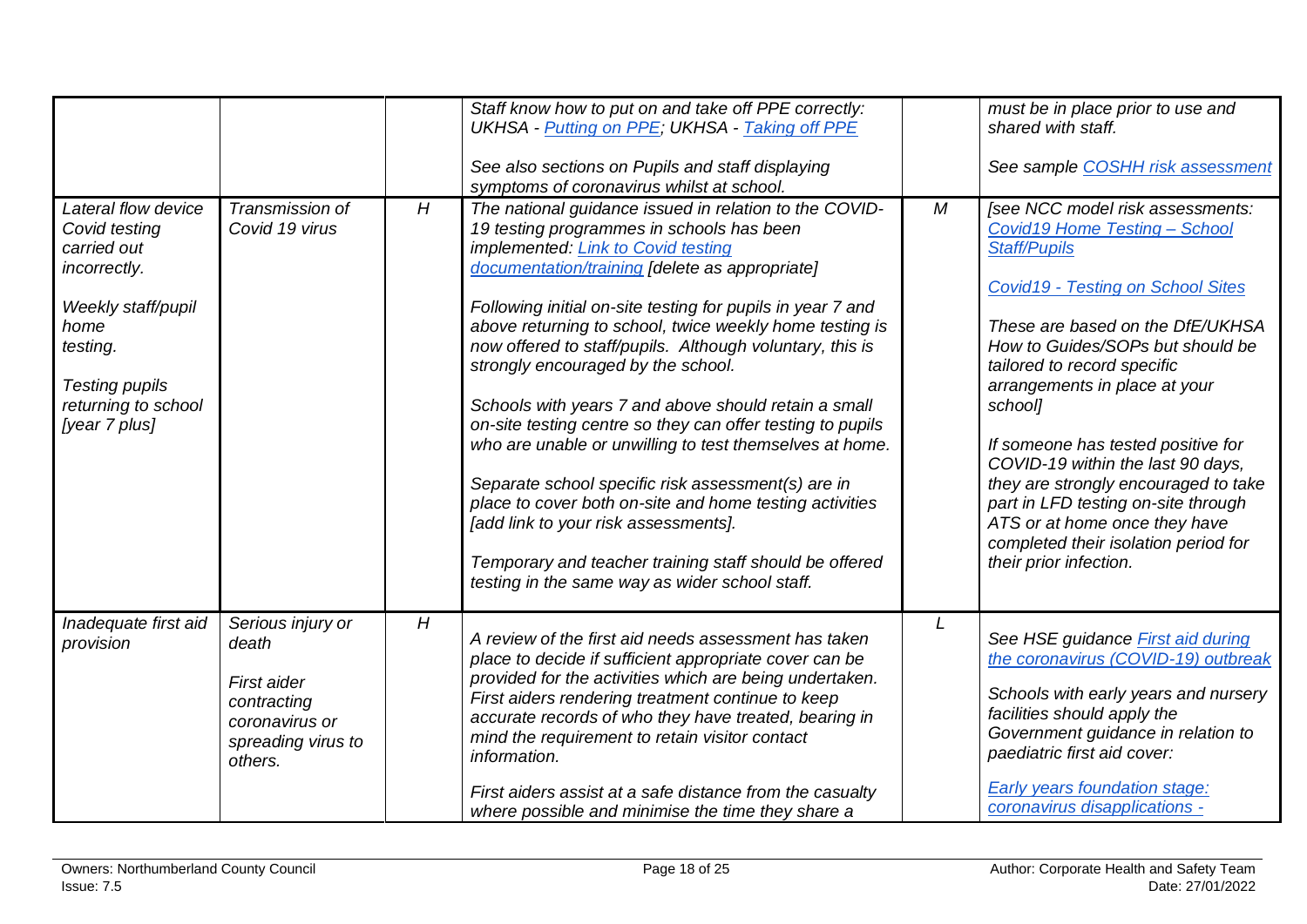| | | | | | |
|---|---|---|---|---|---|
| | | | *Staff know how to put on and take off PPE correctly: UKHSA - Putting on PPE; UKHSA - Taking off PPE*<br><br>*See also sections on Pupils and staff displaying symptoms of coronavirus whilst at school.* | | *must be in place prior to use and shared with staff.*<br><br>*See sample COSHH risk assessment* |
| *Lateral flow device Covid testing carried out incorrectly.*<br><br>*Weekly staff/pupil home testing.*<br><br>*Testing pupils returning to school [year 7 plus]* | *Transmission of Covid 19 virus* | *H* | *The national guidance issued in relation to the COVID-19 testing programmes in schools has been implemented: Link to Covid testing documentation/training [delete as appropriate]*<br><br>*Following initial on-site testing for pupils in year 7 and above returning to school, twice weekly home testing is now offered to staff/pupils. Although voluntary, this is strongly encouraged by the school.*<br><br>*Schools with years 7 and above should retain a small on-site testing centre so they can offer testing to pupils who are unable or unwilling to test themselves at home.*<br><br>*Separate school specific risk assessment(s) are in place to cover both on-site and home testing activities [add link to your risk assessments].*<br><br>*Temporary and teacher training staff should be offered testing in the same way as wider school staff.* | *M* | *[see NCC model risk assessments: Covid19 Home Testing – School Staff/Pupils*<br><br>*Covid19 - Testing on School Sites*<br><br>*These are based on the DfE/UKHSA How to Guides/SOPs but should be tailored to record specific arrangements in place at your school]*<br><br>*If someone has tested positive for COVID-19 within the last 90 days, they are strongly encouraged to take part in LFD testing on-site through ATS or at home once they have completed their isolation period for their prior infection.* |
| *Inadequate first aid provision* | *Serious injury or death*<br><br>*First aider contracting coronavirus or spreading virus to others.* | *H* | *A review of the first aid needs assessment has taken place to decide if sufficient appropriate cover can be provided for the activities which are being undertaken. First aiders rendering treatment continue to keep accurate records of who they have treated, bearing in mind the requirement to retain visitor contact information.*<br><br>*First aiders assist at a safe distance from the casualty where possible and minimise the time they share a* | *L* | *See HSE guidance First aid during the coronavirus (COVID-19) outbreak*<br><br>*Schools with early years and nursery facilities should apply the Government guidance in relation to paediatric first aid cover:*<br><br>*Early years foundation stage: coronavirus disapplications -* |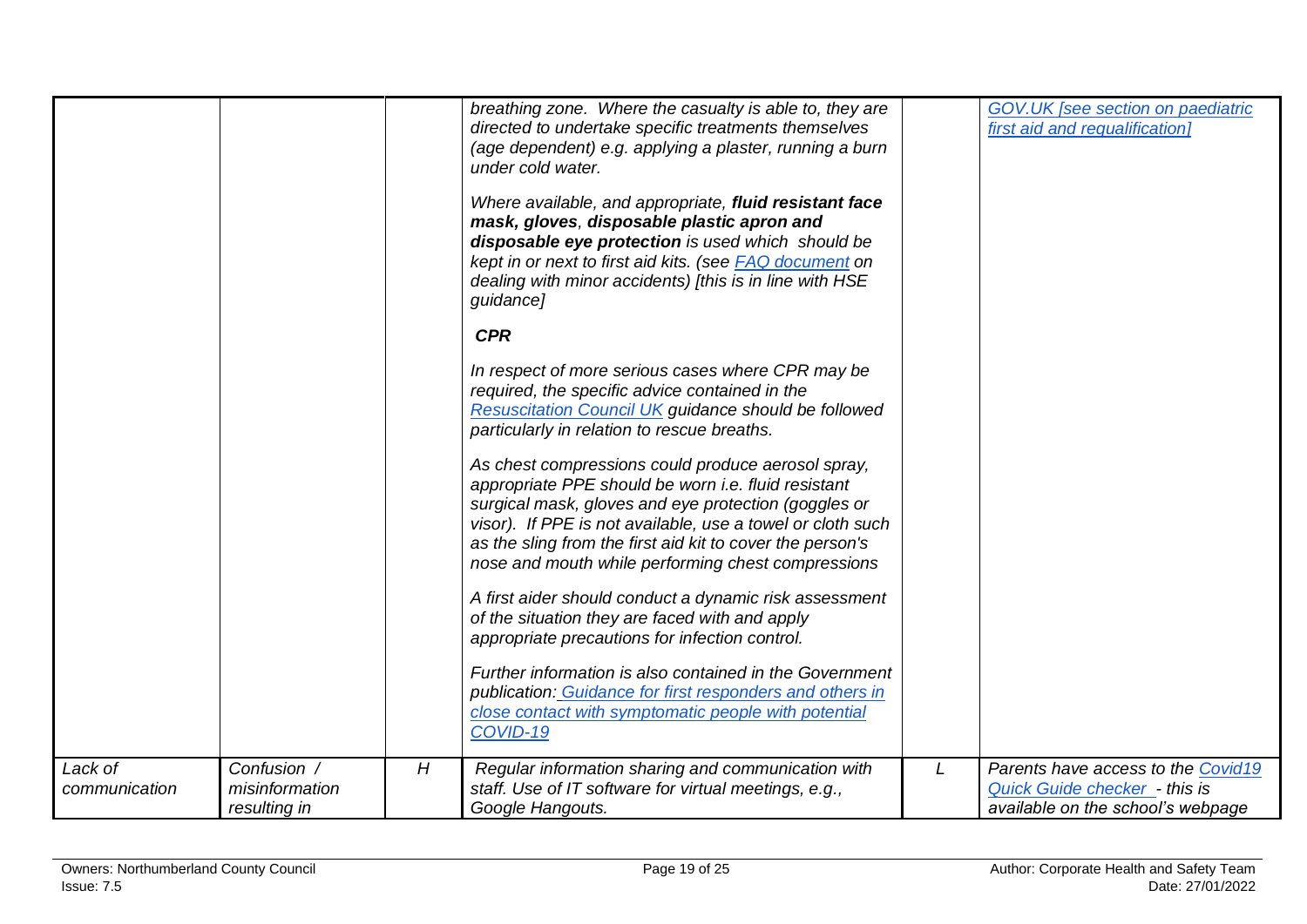| | | | | | |
|---|---|---|---|---|---|
| | | | *breathing zone. Where the casualty is able to, they are directed to undertake specific treatments themselves (age dependent) e.g. applying a plaster, running a burn under cold water.*<br><br>*Where available, and appropriate, **fluid resistant face mask, gloves, disposable plastic apron and disposable eye protection** is used which should be kept in or next to first aid kits. (see FAQ document on dealing with minor accidents) [this is in line with HSE guidance]*<br><br>***CPR***<br><br>*In respect of more serious cases where CPR may be required, the specific advice contained in the Resuscitation Council UK guidance should be followed particularly in relation to rescue breaths.*<br><br>*As chest compressions could produce aerosol spray, appropriate PPE should be worn i.e. fluid resistant surgical mask, gloves and eye protection (goggles or visor). If PPE is not available, use a towel or cloth such as the sling from the first aid kit to cover the person's nose and mouth while performing chest compressions*<br><br>*A first aider should conduct a dynamic risk assessment of the situation they are faced with and apply appropriate precautions for infection control.*<br><br>*Further information is also contained in the Government publication: Guidance for first responders and others in close contact with symptomatic people with potential COVID-19* | | *GOV.UK [see section on paediatric first aid and requalification]* |
| *Lack of communication* | *Confusion / misinformation resulting in* | *H* | *Regular information sharing and communication with staff. Use of IT software for virtual meetings, e.g., Google Hangouts.* | *L* | *Parents have access to the Covid19 Quick Guide checker - this is available on the school's webpage* |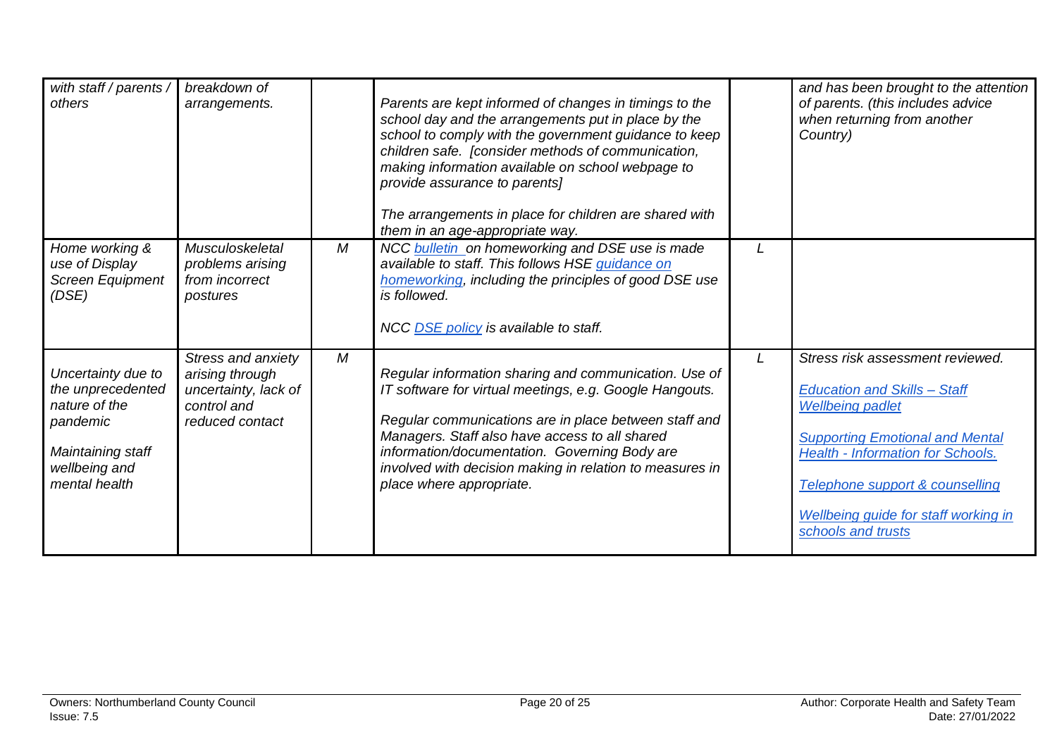| | | | | | |
|---|---|---|---|---|---|
| *with staff / parents / others* | *breakdown of arrangements.* | | *Parents are kept informed of changes in timings to the school day and the arrangements put in place by the school to comply with the government guidance to keep children safe. [consider methods of communication, making information available on school webpage to provide assurance to parents]*<br><br>*The arrangements in place for children are shared with them in an age-appropriate way.* | | *and has been brought to the attention of parents. (this includes advice when returning from another Country)* |
| *Home working & use of Display Screen Equipment (DSE)* | *Musculoskeletal problems arising from incorrect postures* | *M* | *NCC bulletin on homeworking and DSE use is made available to staff. This follows HSE guidance on homeworking, including the principles of good DSE use is followed.*<br><br>*NCC DSE policy is available to staff.* | *L* | |
| *Uncertainty due to the unprecedented nature of the pandemic*<br><br>*Maintaining staff wellbeing and mental health* | *Stress and anxiety arising through uncertainty, lack of control and reduced contact* | *M* | *Regular information sharing and communication. Use of IT software for virtual meetings, e.g. Google Hangouts.*<br><br>*Regular communications are in place between staff and Managers. Staff also have access to all shared information/documentation. Governing Body are involved with decision making in relation to measures in place where appropriate.* | *L* | *Stress risk assessment reviewed.*<br><br>*Education and Skills – Staff Wellbeing padlet*<br><br>*Supporting Emotional and Mental Health - Information for Schools.*<br><br>*Telephone support & counselling*<br><br>*Wellbeing guide for staff working in schools and trusts* |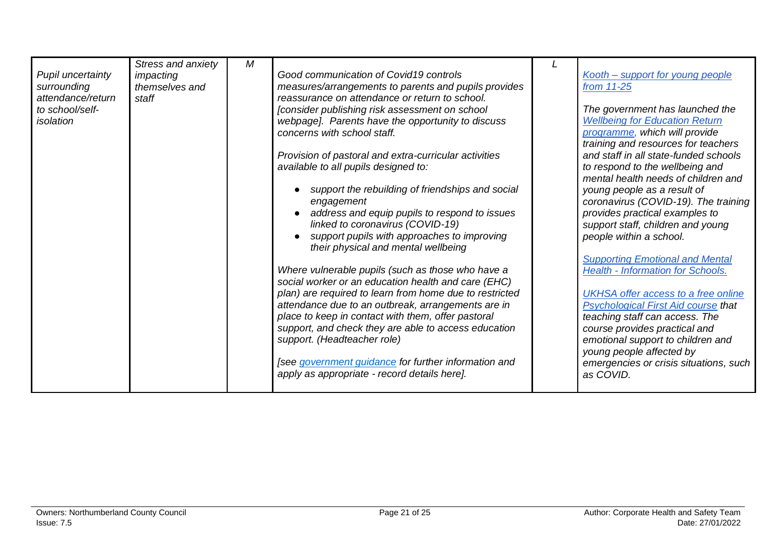| | | | | | |
|---|---|---|---|---|---|
| *Pupil uncertainty surrounding attendance/return to school/self-isolation* | *Stress and anxiety impacting themselves and staff* | *M* | *Good communication of Covid19 controls measures/arrangements to parents and pupils provides reassurance on attendance or return to school. [consider publishing risk assessment on school webpage]. Parents have the opportunity to discuss concerns with school staff.*<br><br>*Provision of pastoral and extra-curricular activities available to all pupils designed to:*<br>• *support the rebuilding of friendships and social engagement*<br>• *address and equip pupils to respond to issues linked to coronavirus (COVID-19)*<br>• *support pupils with approaches to improving their physical and mental wellbeing*<br><br>*Where vulnerable pupils (such as those who have a social worker or an education health and care (EHC) plan) are required to learn from home due to restricted attendance due to an outbreak, arrangements are in place to keep in contact with them, offer pastoral support, and check they are able to access education support. (Headteacher role)*<br><br>*[see government guidance for further information and apply as appropriate - record details here].* | *L* | *Kooth – support for young people from 11-25*<br><br>*The government has launched the Wellbeing for Education Return programme, which will provide training and resources for teachers and staff in all state-funded schools to respond to the wellbeing and mental health needs of children and young people as a result of coronavirus (COVID-19). The training provides practical examples to support staff, children and young people within a school.*<br><br>*Supporting Emotional and Mental Health - Information for Schools.*<br><br>*UKHSA offer access to a free online Psychological First Aid course that teaching staff can access. The course provides practical and emotional support to children and young people affected by emergencies or crisis situations, such as COVID.* |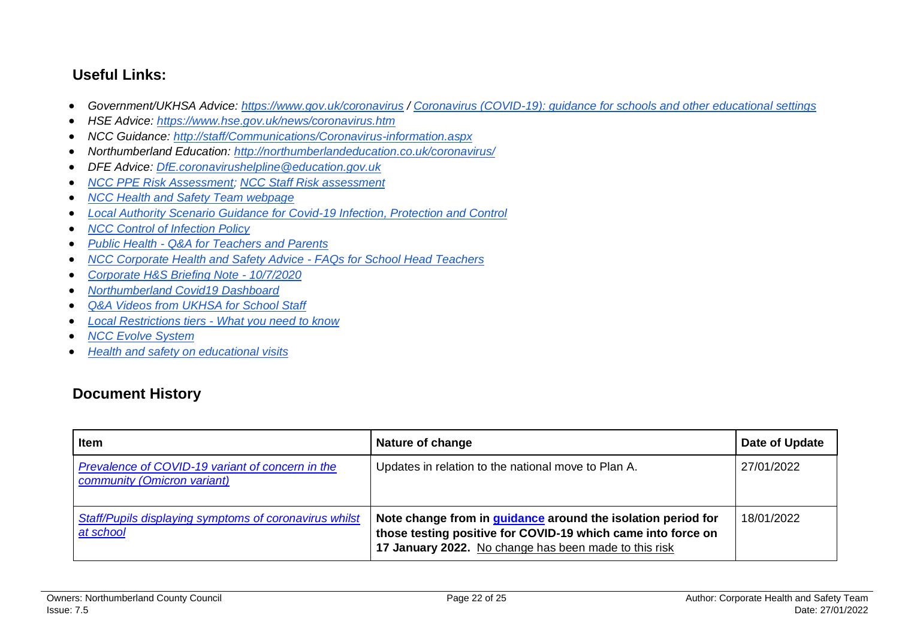## Useful Links:

- *Government/UKHSA Advice: https://www.gov.uk/coronavirus / Coronavirus (COVID-19): guidance for schools and other educational settings*
- *HSE Advice: https://www.hse.gov.uk/news/coronavirus.htm*
- *NCC Guidance: http://staff/Communications/Coronavirus-information.aspx*
- *Northumberland Education: http://northumberlandeducation.co.uk/coronavirus/*
- *DFE Advice: DfE.coronavirushelpline@education.gov.uk*
- *NCC PPE Risk Assessment; NCC Staff Risk assessment*
- *NCC Health and Safety Team webpage*
- *Local Authority Scenario Guidance for Covid-19 Infection, Protection and Control*
- *NCC Control of Infection Policy*
- *Public Health - Q&A for Teachers and Parents*
- *NCC Corporate Health and Safety Advice - FAQs for School Head Teachers*
- *Corporate H&S Briefing Note - 10/7/2020*
- *Northumberland Covid19 Dashboard*
- *Q&A Videos from UKHSA for School Staff*
- *Local Restrictions tiers - What you need to know*
- *NCC Evolve System*
- *Health and safety on educational visits*

## Document History

| Item | Nature of change | Date of Update |
|---|---|---|
| *Prevalence of COVID-19 variant of concern in the community (Omicron variant)* | Updates in relation to the national move to Plan A. | 27/01/2022 |
| *Staff/Pupils displaying symptoms of coronavirus whilst at school* | **Note change from in guidance around the isolation period for those testing positive for COVID-19 which came into force on 17 January 2022.** No change has been made to this risk | 18/01/2022 |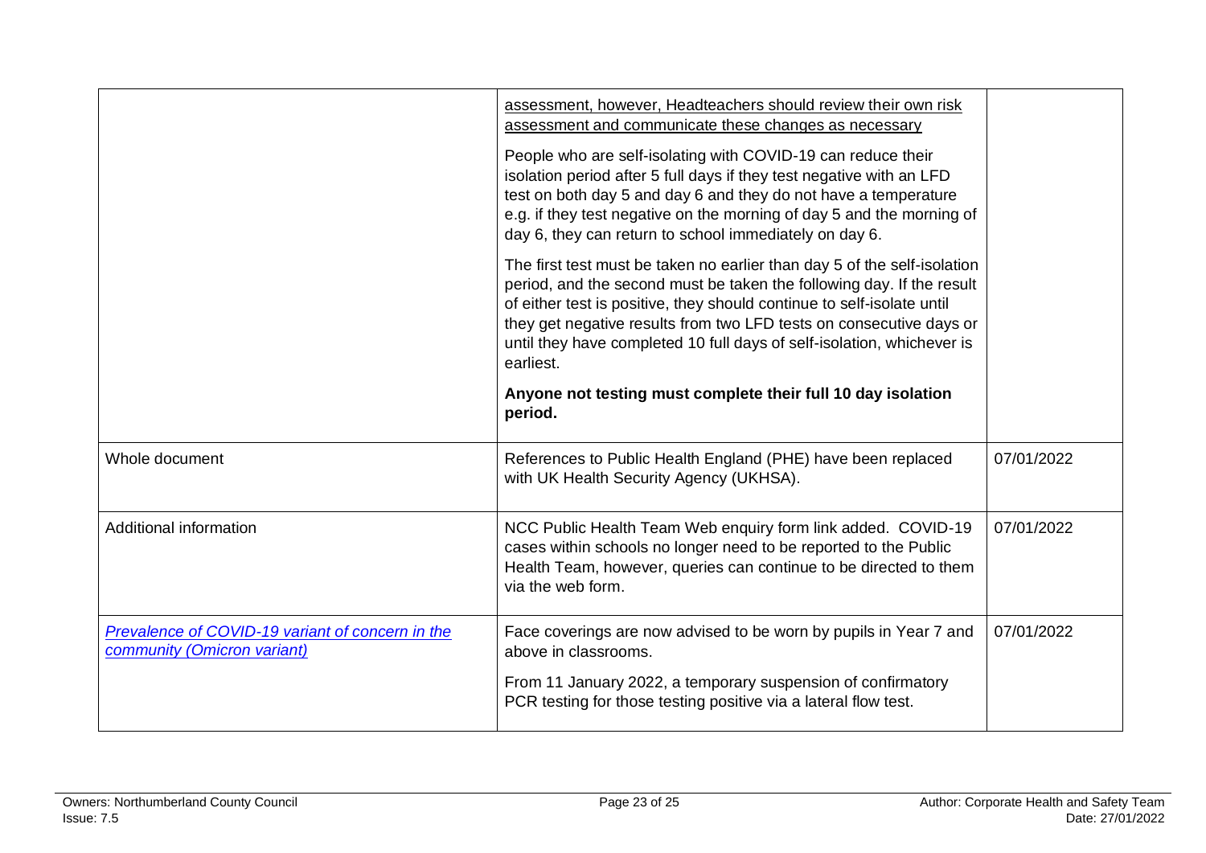| | | |
|---|---|---|
| | assessment, however, Headteachers should review their own risk assessment and communicate these changes as necessary<br><br>People who are self-isolating with COVID-19 can reduce their isolation period after 5 full days if they test negative with an LFD test on both day 5 and day 6 and they do not have a temperature e.g. if they test negative on the morning of day 5 and the morning of day 6, they can return to school immediately on day 6.<br><br>The first test must be taken no earlier than day 5 of the self-isolation period, and the second must be taken the following day. If the result of either test is positive, they should continue to self-isolate until they get negative results from two LFD tests on consecutive days or until they have completed 10 full days of self-isolation, whichever is earliest.<br><br>**Anyone not testing must complete their full 10 day isolation period.** | |
| Whole document | References to Public Health England (PHE) have been replaced with UK Health Security Agency (UKHSA). | 07/01/2022 |
| Additional information | NCC Public Health Team Web enquiry form link added. COVID-19 cases within schools no longer need to be reported to the Public Health Team, however, queries can continue to be directed to them via the web form. | 07/01/2022 |
| *Prevalence of COVID-19 variant of concern in the community (Omicron variant)* | Face coverings are now advised to be worn by pupils in Year 7 and above in classrooms.<br><br>From 11 January 2022, a temporary suspension of confirmatory PCR testing for those testing positive via a lateral flow test. | 07/01/2022 |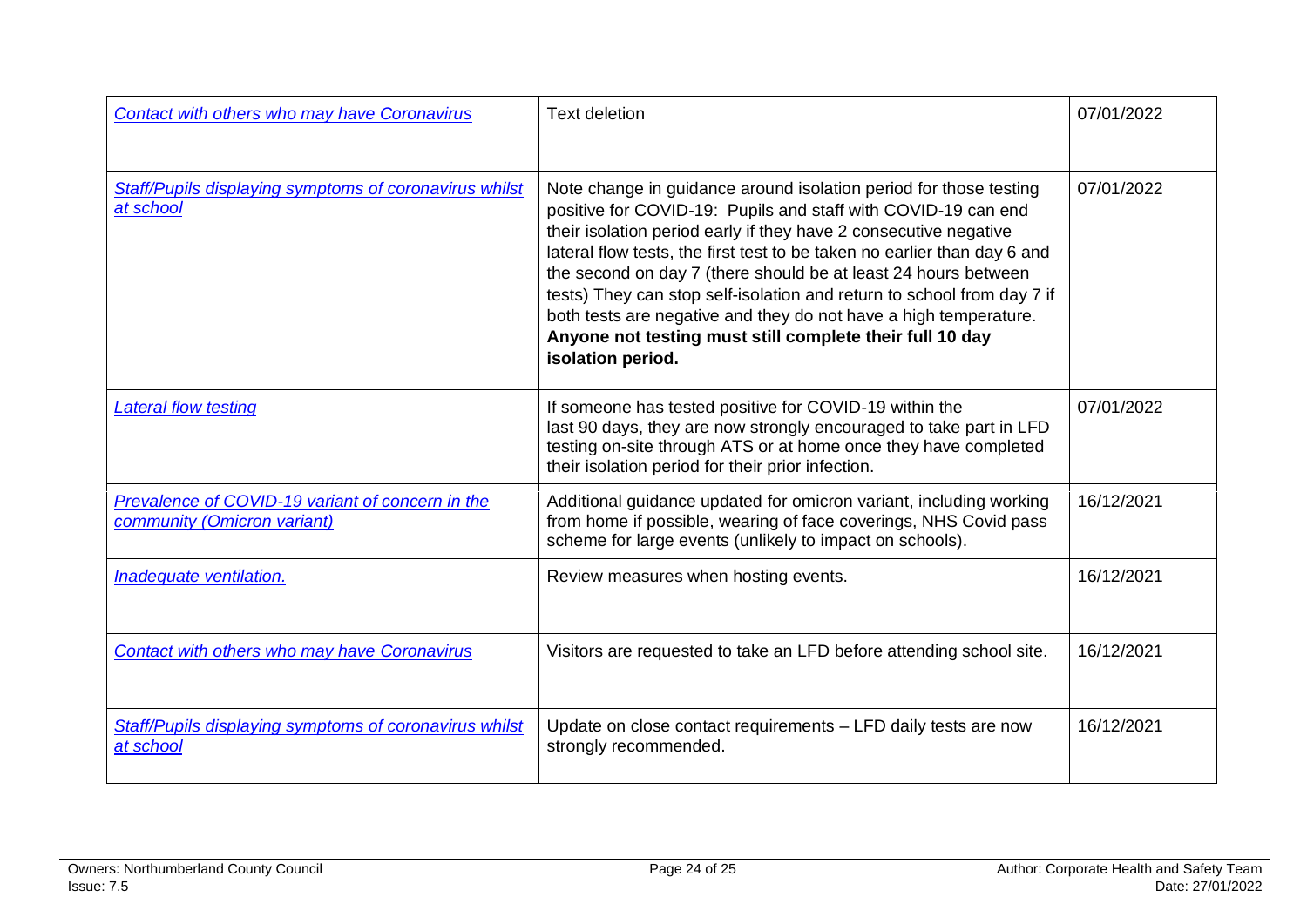| | | |
|---|---|---|
| *Contact with others who may have Coronavirus* | Text deletion | 07/01/2022 |
| *Staff/Pupils displaying symptoms of coronavirus whilst at school* | Note change in guidance around isolation period for those testing positive for COVID-19: Pupils and staff with COVID-19 can end their isolation period early if they have 2 consecutive negative lateral flow tests, the first test to be taken no earlier than day 6 and the second on day 7 (there should be at least 24 hours between tests) They can stop self-isolation and return to school from day 7 if both tests are negative and they do not have a high temperature. **Anyone not testing must still complete their full 10 day isolation period.** | 07/01/2022 |
| *Lateral flow testing* | If someone has tested positive for COVID-19 within the last 90 days, they are now strongly encouraged to take part in LFD testing on-site through ATS or at home once they have completed their isolation period for their prior infection. | 07/01/2022 |
| *Prevalence of COVID-19 variant of concern in the community (Omicron variant)* | Additional guidance updated for omicron variant, including working from home if possible, wearing of face coverings, NHS Covid pass scheme for large events (unlikely to impact on schools). | 16/12/2021 |
| *Inadequate ventilation.* | Review measures when hosting events. | 16/12/2021 |
| *Contact with others who may have Coronavirus* | Visitors are requested to take an LFD before attending school site. | 16/12/2021 |
| *Staff/Pupils displaying symptoms of coronavirus whilst at school* | Update on close contact requirements – LFD daily tests are now strongly recommended. | 16/12/2021 |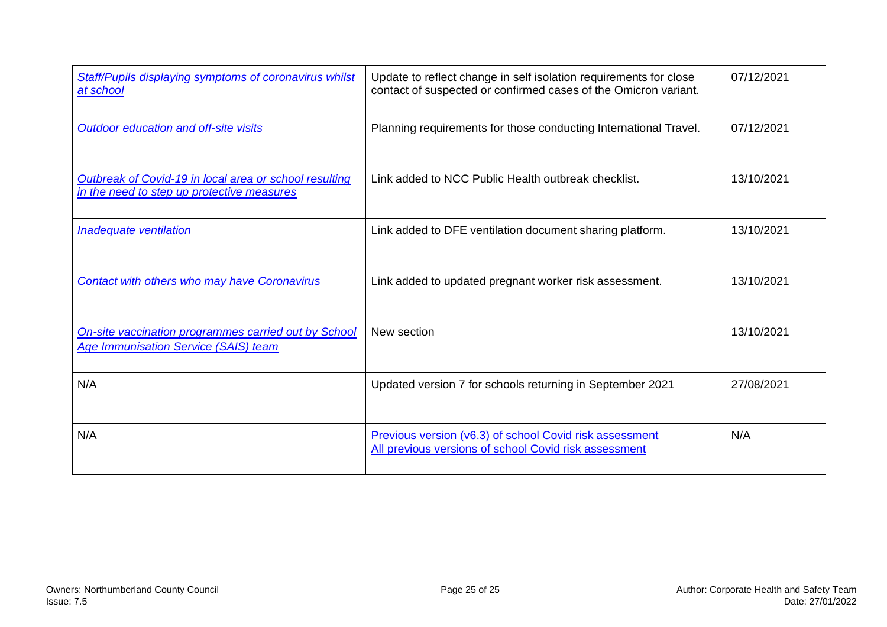| | | |
|---|---|---|
| *Staff/Pupils displaying symptoms of coronavirus whilst at school* | Update to reflect change in self isolation requirements for close contact of suspected or confirmed cases of the Omicron variant. | 07/12/2021 |
| *Outdoor education and off-site visits* | Planning requirements for those conducting International Travel. | 07/12/2021 |
| *Outbreak of Covid-19 in local area or school resulting in the need to step up protective measures* | Link added to NCC Public Health outbreak checklist. | 13/10/2021 |
| *Inadequate ventilation* | Link added to DFE ventilation document sharing platform. | 13/10/2021 |
| *Contact with others who may have Coronavirus* | Link added to updated pregnant worker risk assessment. | 13/10/2021 |
| *On-site vaccination programmes carried out by School Age Immunisation Service (SAIS) team* | New section | 13/10/2021 |
| N/A | Updated version 7 for schools returning in September 2021 | 27/08/2021 |
| N/A | Previous version (v6.3) of school Covid risk assessment<br>All previous versions of school Covid risk assessment | N/A |